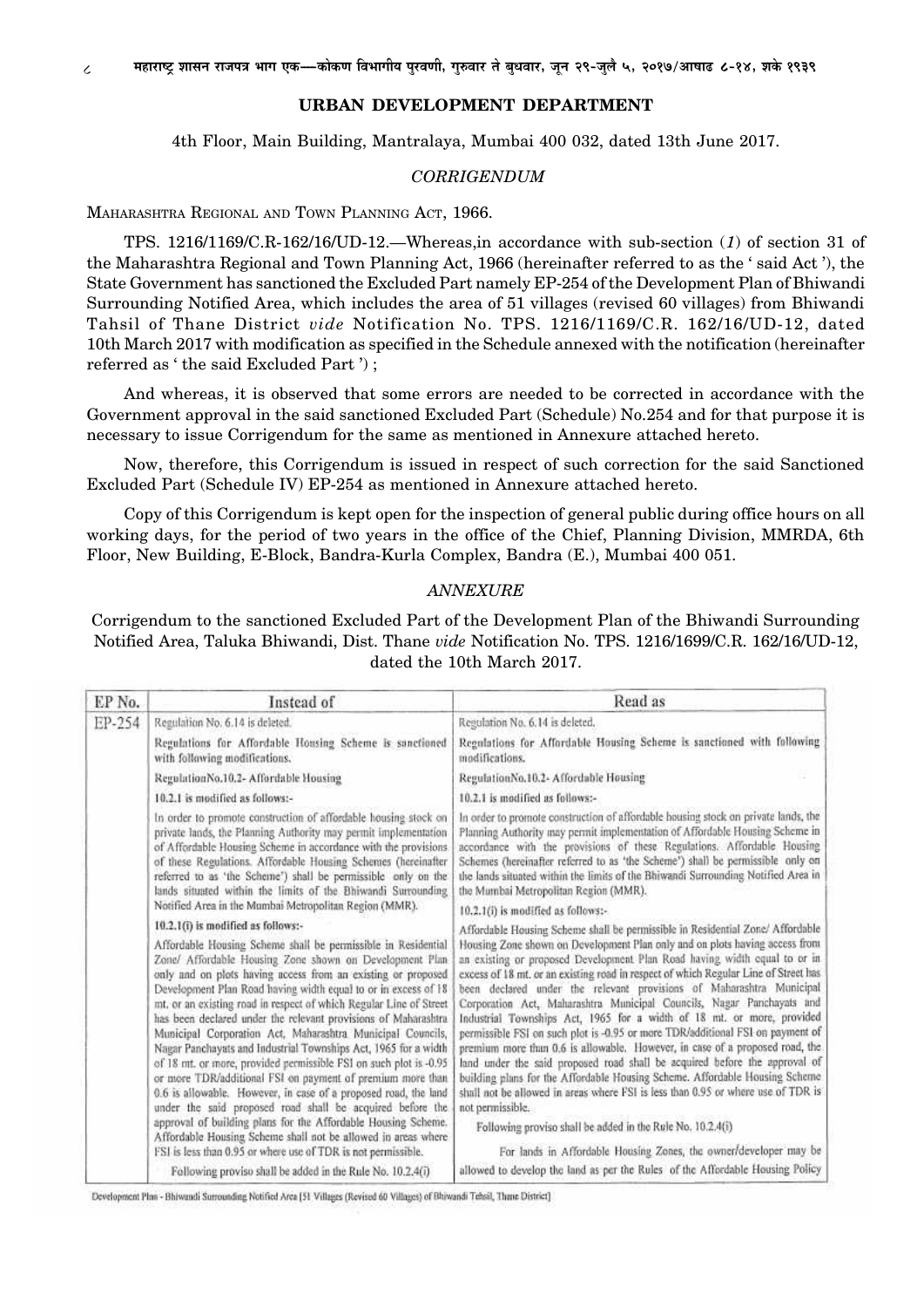## URBAN DEVELOPMENT DEPARTMENT

4th Floor, Main Building, Mantralaya, Mumbai 400 032, dated 13th June 2017.

*CORRIGENDUM*

MAHARASHTRA REGIONAL AND TOWN PLANNING ACT, 1966.

TPS. 1216/1169/C.R-162/16/UD-12.—Whereas,in accordance with sub-section (*1*) of section 31 of the Maharashtra Regional and Town Planning Act, 1966 (hereinafter referred to as the ' said Act '), the State Government has sanctioned the Excluded Part namely EP-254 of the Development Plan of Bhiwandi Surrounding Notified Area, which includes the area of 51 villages (revised 60 villages) from Bhiwandi Tahsil of Thane District *vide* Notification No. TPS. 1216/1169/C.R. 162/16/UD-12, dated 10th March 2017 with modification as specified in the Schedule annexed with the notification (hereinafter referred as ' the said Excluded Part ') ;

And whereas, it is observed that some errors are needed to be corrected in accordance with the Government approval in the said sanctioned Excluded Part (Schedule) No.254 and for that purpose it is necessary to issue Corrigendum for the same as mentioned in Annexure attached hereto.

Now, therefore, this Corrigendum is issued in respect of such correction for the said Sanctioned Excluded Part (Schedule IV) EP-254 as mentioned in Annexure attached hereto.

Copy of this Corrigendum is kept open for the inspection of general public during office hours on all working days, for the period of two years in the office of the Chief, Planning Division, MMRDA, 6th Floor, New Building, E-Block, Bandra-Kurla Complex, Bandra (E.), Mumbai 400 051.

*ANNEXURE*

Corrigendum to the sanctioned Excluded Part of the Development Plan of the Bhiwandi Surrounding Notified Area, Taluka Bhiwandi, Dist. Thane *vide* Notification No. TPS. 1216/1699/C.R. 162/16/UD-12, dated the 10th March 2017.

| EP No. | Instead of | Read as |
|---|---|---|
| EP-254 | Regulation No. 6.14 is deleted.<br><br>Regulations for Affordable Housing Scheme is sanctioned with following modifications.<br><br>RegulationNo.10.2- Affordable Housing<br><br>10.2.1 is modified as follows:-<br><br>In order to promote construction of affordable housing stock on private lands, the Planning Authority may permit implementation of Affordable Housing Scheme in accordance with the provisions of these Regulations. Affordable Housing Schemes (hereinafter referred to as 'the Scheme') shall be permissible only on the lands situated within the limits of the Bhiwandi Surrounding Notified Area in the Mumbai Metropolitan Region (MMR).<br><br>10.2.1(i) is modified as follows:-<br><br>Affordable Housing Scheme shall be permissible in Residential Zone/ Affordable Housing Zone shown on Development Plan only and on plots having access from an existing or proposed Development Plan Road having width equal to or in excess of 18 mt. or an existing road in respect of which Regular Line of Street has been declared under the relevant provisions of Maharashtra Municipal Corporation Act, Maharashtra Municipal Councils, Nagar Panchayats and Industrial Townships Act, 1965 for a width of 18 mt. or more, provided permissible FSI on such plot is -0.95 or more TDR/additional FSI on payment of premium more than 0.6 is allowable. However, in case of a proposed road, the land under the said proposed road shall be acquired before the approval of building plans for the Affordable Housing Scheme. Affordable Housing Scheme shall not be allowed in areas where FSI is less than 0.95 or where use of TDR is not permissible.<br><br>Following proviso shall be added in the Rule No. 10.2.4(i) | Regulation No. 6.14 is deleted.<br><br>Regulations for Affordable Housing Scheme is sanctioned with following modifications.<br><br>RegulationNo.10.2- Affordable Housing<br><br>10.2.1 is modified as follows:-<br><br>In order to promote construction of affordable housing stock on private lands, the Planning Authority may permit implementation of Affordable Housing Scheme in accordance with the provisions of these Regulations. Affordable Housing Schemes (hereinafter referred to as 'the Scheme') shall be permissible only on the lands situated within the limits of the Bhiwandi Surrounding Notified Area in the Mumbai Metropolitan Region (MMR).<br><br>10.2.1(i) is modified as follows:-<br><br>Affordable Housing Scheme shall be permissible in Residential Zone/ Affordable Housing Zone shown on Development Plan only and on plots having access from an existing or proposed Development Plan Road having width equal to or in excess of 18 mt. or an existing road in respect of which Regular Line of Street has been declared under the relevant provisions of Maharashtra Municipal Corporation Act, Maharashtra Municipal Councils, Nagar Panchayats and Industrial Townships Act, 1965 for a width of 18 mt. or more, provided permissible FSI on such plot is -0.95 or more TDR/additional FSI on payment of premium more than 0.6 is allowable. However, in case of a proposed road, the land under the said proposed road shall be acquired before the approval of building plans for the Affordable Housing Scheme. Affordable Housing Scheme shall not be allowed in areas where FSI is less than 0.95 or where use of TDR is not permissible.<br><br>Following proviso shall be added in the Rule No. 10.2.4(i)<br><br>For lands in Affordable Housing Zones, the owner/developer may be allowed to develop the land as per the Rules of the Affordable Housing Policy |

Development Plan - Bhiwandi Surrounding Notified Area (51 Villages (Revised 60 Villages) of Bhiwandi Tehsil, Thane District)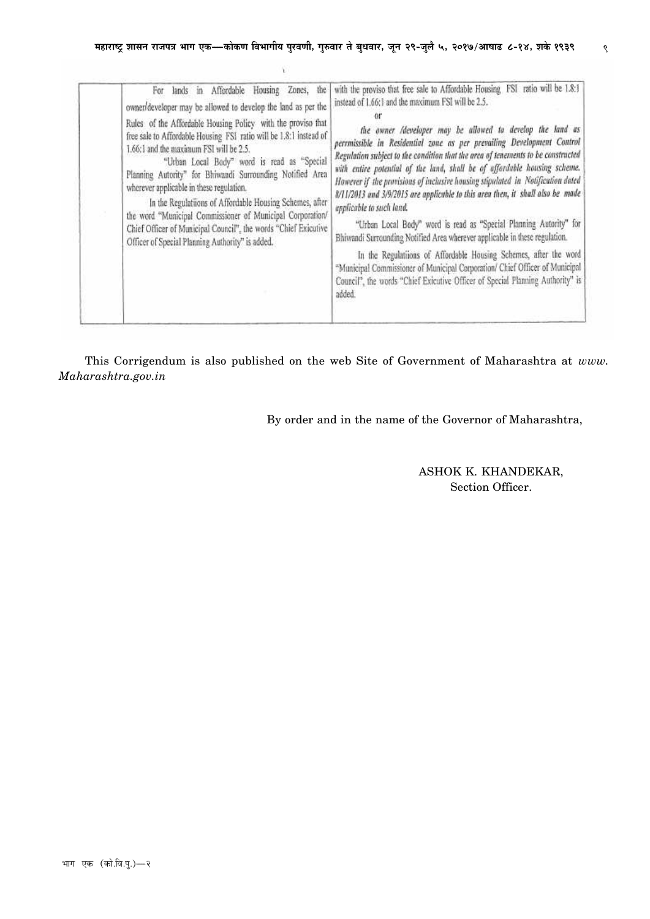| | | |
|---|---|---|
| | For lands in Affordable Housing Zones, the owner/developer may be allowed to develop the land as per the Rules of the Affordable Housing Policy with the proviso that free sale to Affordable Housing FSI ratio will be 1.8:1 instead of 1.66:1 and the maximum FSI will be 2.5.<br>"Urban Local Body" word is read as "Special Planning Autority" for Bhiwandi Surrounding Notified Area wherever applicable in these regulation.<br>In the Regulatiions of Affordable Housing Schemes, after the word "Municipal Commissioner of Municipal Corporation/ Chief Officer of Municipal Council", the words "Chief Exicutive Officer of Special Planning Authority" is added. | with the proviso that free sale to Affordable Housing FSI ratio will be 1.8:1 instead of 1.66:1 and the maximum FSI will be 2.5.<br>or<br>*the owner /developer may be allowed to develop the land as perrmissible in Residential zone as per prevailing Development Control Regulation subject to the condition that the area of tenements to be constructed with entire potential of the land, shall be of affordable housing scheme. However if the provisions of inclusive housing stipulated in Notification dated 8/11/2013 and 3/9/2015 are applicable to this area then, it shall also be made applicable to such land.*<br>"Urban Local Body" word is read as "Special Planning Autority" for Bhiwandi Surrounding Notified Area wherever applicable in these regulation.<br>In the Regulatiions of Affordable Housing Schemes, after the word "Municipal Commissioner of Municipal Corporation/ Chief Officer of Municipal Council", the words "Chief Exicutive Officer of Special Planning Authority" is added. |

This Corrigendum is also published on the web Site of Government of Maharashtra at *www. Maharashtra.gov.in*

By order and in the name of the Governor of Maharashtra,

ASHOK K. KHANDEKAR,
Section Officer.